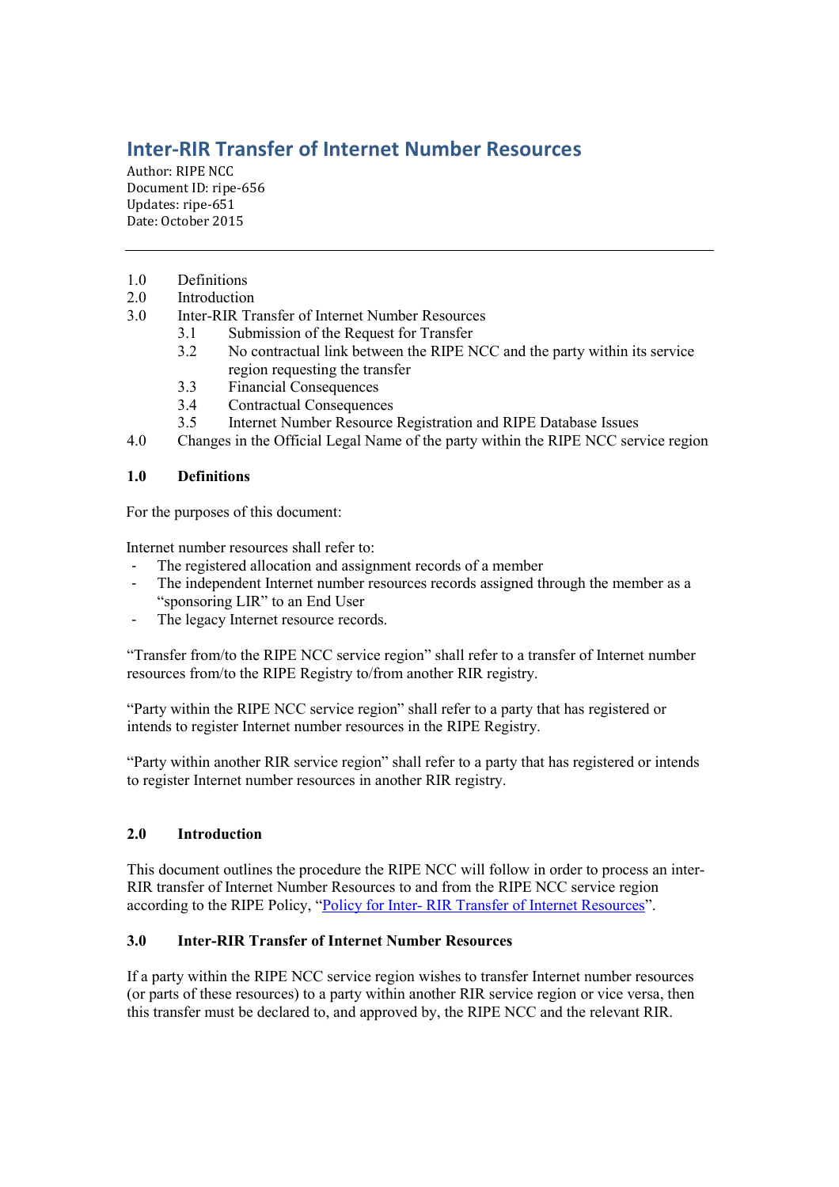# Inter-RIR Transfer of Internet Number Resources

Author: RIPE NCC
Document ID: ripe-656
Updates: ripe-651
Date: October 2015

---

1.0 Definitions
2.0 Introduction
3.0 Inter-RIR Transfer of Internet Number Resources
  3.1 Submission of the Request for Transfer
  3.2 No contractual link between the RIPE NCC and the party within its service region requesting the transfer
  3.3 Financial Consequences
  3.4 Contractual Consequences
  3.5 Internet Number Resource Registration and RIPE Database Issues
4.0 Changes in the Official Legal Name of the party within the RIPE NCC service region

## 1.0 Definitions

For the purposes of this document:

Internet number resources shall refer to:

- The registered allocation and assignment records of a member
- The independent Internet number resources records assigned through the member as a "sponsoring LIR" to an End User
- The legacy Internet resource records.

"Transfer from/to the RIPE NCC service region" shall refer to a transfer of Internet number resources from/to the RIPE Registry to/from another RIR registry.

"Party within the RIPE NCC service region" shall refer to a party that has registered or intends to register Internet number resources in the RIPE Registry.

"Party within another RIR service region" shall refer to a party that has registered or intends to register Internet number resources in another RIR registry.

## 2.0 Introduction

This document outlines the procedure the RIPE NCC will follow in order to process an inter-RIR transfer of Internet Number Resources to and from the RIPE NCC service region according to the RIPE Policy, "Policy for Inter- RIR Transfer of Internet Resources".

## 3.0 Inter-RIR Transfer of Internet Number Resources

If a party within the RIPE NCC service region wishes to transfer Internet number resources (or parts of these resources) to a party within another RIR service region or vice versa, then this transfer must be declared to, and approved by, the RIPE NCC and the relevant RIR.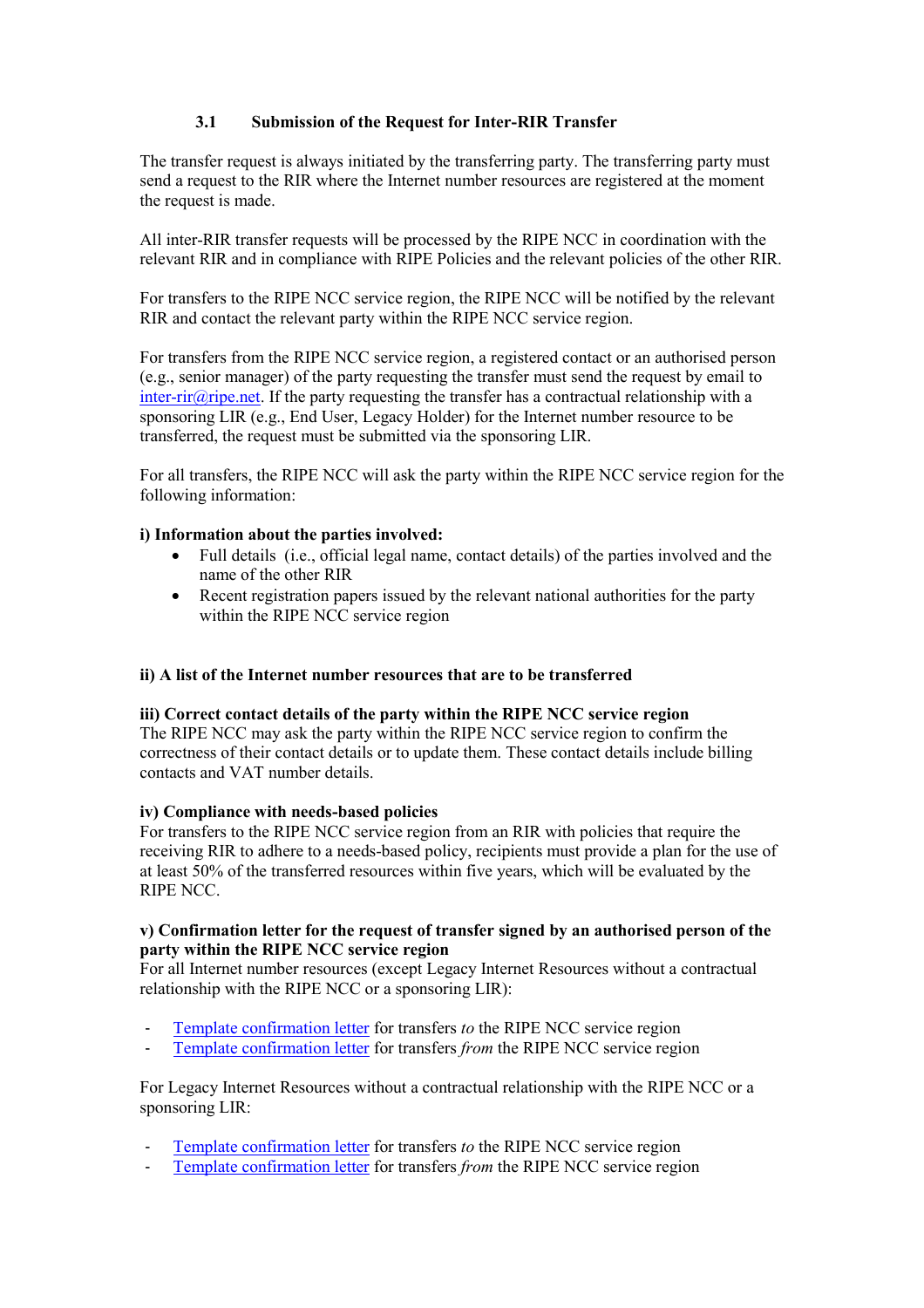### 3.1 Submission of the Request for Inter-RIR Transfer

The transfer request is always initiated by the transferring party. The transferring party must send a request to the RIR where the Internet number resources are registered at the moment the request is made.

All inter-RIR transfer requests will be processed by the RIPE NCC in coordination with the relevant RIR and in compliance with RIPE Policies and the relevant policies of the other RIR.

For transfers to the RIPE NCC service region, the RIPE NCC will be notified by the relevant RIR and contact the relevant party within the RIPE NCC service region.

For transfers from the RIPE NCC service region, a registered contact or an authorised person (e.g., senior manager) of the party requesting the transfer must send the request by email to [inter-rir@ripe.net](mailto:inter-rir@ripe.net). If the party requesting the transfer has a contractual relationship with a sponsoring LIR (e.g., End User, Legacy Holder) for the Internet number resource to be transferred, the request must be submitted via the sponsoring LIR.

For all transfers, the RIPE NCC will ask the party within the RIPE NCC service region for the following information:

**i) Information about the parties involved:**

- Full details (i.e., official legal name, contact details) of the parties involved and the name of the other RIR
- Recent registration papers issued by the relevant national authorities for the party within the RIPE NCC service region

**ii) A list of the Internet number resources that are to be transferred**

**iii) Correct contact details of the party within the RIPE NCC service region**
The RIPE NCC may ask the party within the RIPE NCC service region to confirm the correctness of their contact details or to update them. These contact details include billing contacts and VAT number details.

**iv) Compliance with needs-based policies**
For transfers to the RIPE NCC service region from an RIR with policies that require the receiving RIR to adhere to a needs-based policy, recipients must provide a plan for the use of at least 50% of the transferred resources within five years, which will be evaluated by the RIPE NCC.

**v) Confirmation letter for the request of transfer signed by an authorised person of the party within the RIPE NCC service region**
For all Internet number resources (except Legacy Internet Resources without a contractual relationship with the RIPE NCC or a sponsoring LIR):

- Template confirmation letter for transfers *to* the RIPE NCC service region
- Template confirmation letter for transfers *from* the RIPE NCC service region

For Legacy Internet Resources without a contractual relationship with the RIPE NCC or a sponsoring LIR:

- Template confirmation letter for transfers *to* the RIPE NCC service region
- Template confirmation letter for transfers *from* the RIPE NCC service region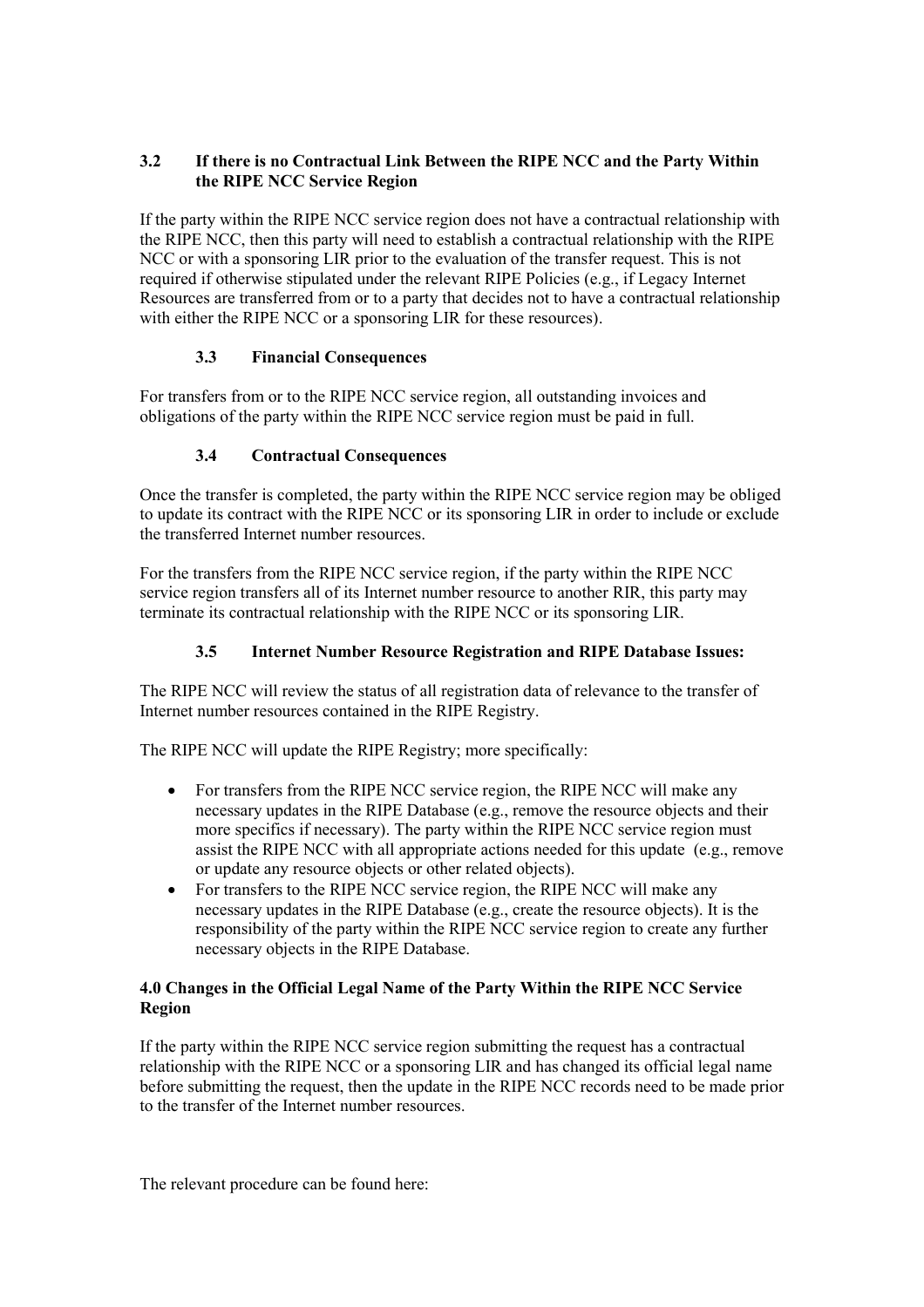### 3.2 If there is no Contractual Link Between the RIPE NCC and the Party Within the RIPE NCC Service Region

If the party within the RIPE NCC service region does not have a contractual relationship with the RIPE NCC, then this party will need to establish a contractual relationship with the RIPE NCC or with a sponsoring LIR prior to the evaluation of the transfer request. This is not required if otherwise stipulated under the relevant RIPE Policies (e.g., if Legacy Internet Resources are transferred from or to a party that decides not to have a contractual relationship with either the RIPE NCC or a sponsoring LIR for these resources).

### 3.3 Financial Consequences

For transfers from or to the RIPE NCC service region, all outstanding invoices and obligations of the party within the RIPE NCC service region must be paid in full.

### 3.4 Contractual Consequences

Once the transfer is completed, the party within the RIPE NCC service region may be obliged to update its contract with the RIPE NCC or its sponsoring LIR in order to include or exclude the transferred Internet number resources.

For the transfers from the RIPE NCC service region, if the party within the RIPE NCC service region transfers all of its Internet number resource to another RIR, this party may terminate its contractual relationship with the RIPE NCC or its sponsoring LIR.

### 3.5 Internet Number Resource Registration and RIPE Database Issues:

The RIPE NCC will review the status of all registration data of relevance to the transfer of Internet number resources contained in the RIPE Registry.

The RIPE NCC will update the RIPE Registry; more specifically:

- For transfers from the RIPE NCC service region, the RIPE NCC will make any necessary updates in the RIPE Database (e.g., remove the resource objects and their more specifics if necessary). The party within the RIPE NCC service region must assist the RIPE NCC with all appropriate actions needed for this update (e.g., remove or update any resource objects or other related objects).
- For transfers to the RIPE NCC service region, the RIPE NCC will make any necessary updates in the RIPE Database (e.g., create the resource objects). It is the responsibility of the party within the RIPE NCC service region to create any further necessary objects in the RIPE Database.

## 4.0 Changes in the Official Legal Name of the Party Within the RIPE NCC Service Region

If the party within the RIPE NCC service region submitting the request has a contractual relationship with the RIPE NCC or a sponsoring LIR and has changed its official legal name before submitting the request, then the update in the RIPE NCC records need to be made prior to the transfer of the Internet number resources.

The relevant procedure can be found here: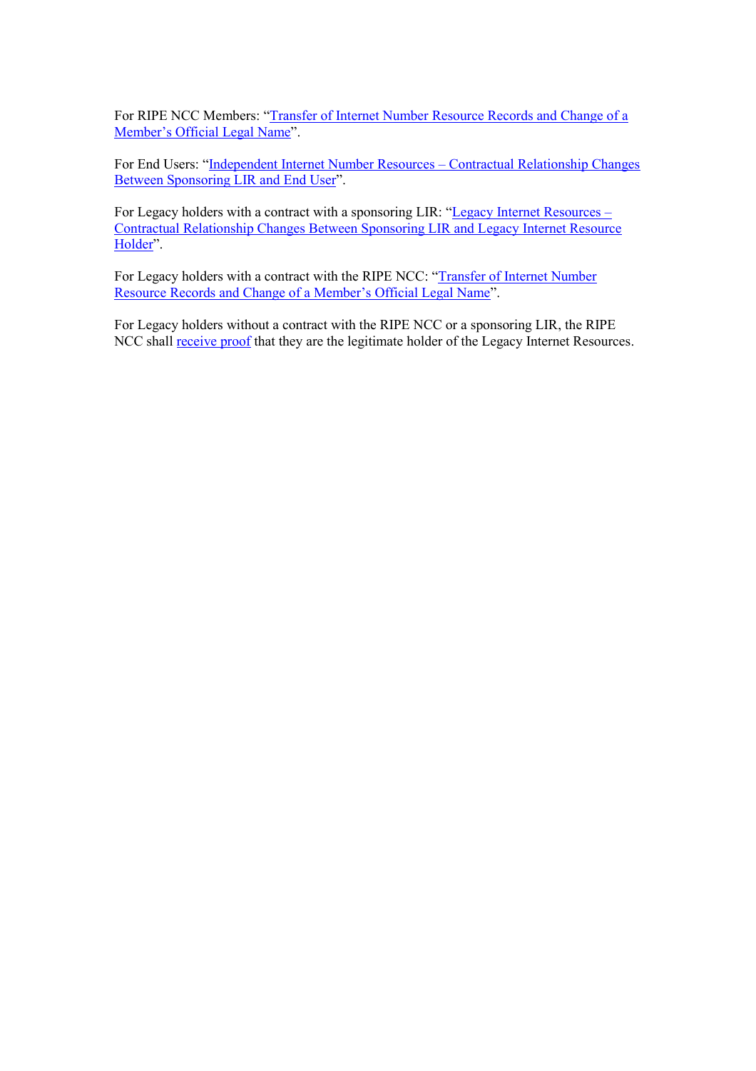For RIPE NCC Members: "Transfer of Internet Number Resource Records and Change of a Member's Official Legal Name".

For End Users: "Independent Internet Number Resources – Contractual Relationship Changes Between Sponsoring LIR and End User".

For Legacy holders with a contract with a sponsoring LIR: "Legacy Internet Resources – Contractual Relationship Changes Between Sponsoring LIR and Legacy Internet Resource Holder".

For Legacy holders with a contract with the RIPE NCC: "Transfer of Internet Number Resource Records and Change of a Member's Official Legal Name".

For Legacy holders without a contract with the RIPE NCC or a sponsoring LIR, the RIPE NCC shall receive proof that they are the legitimate holder of the Legacy Internet Resources.